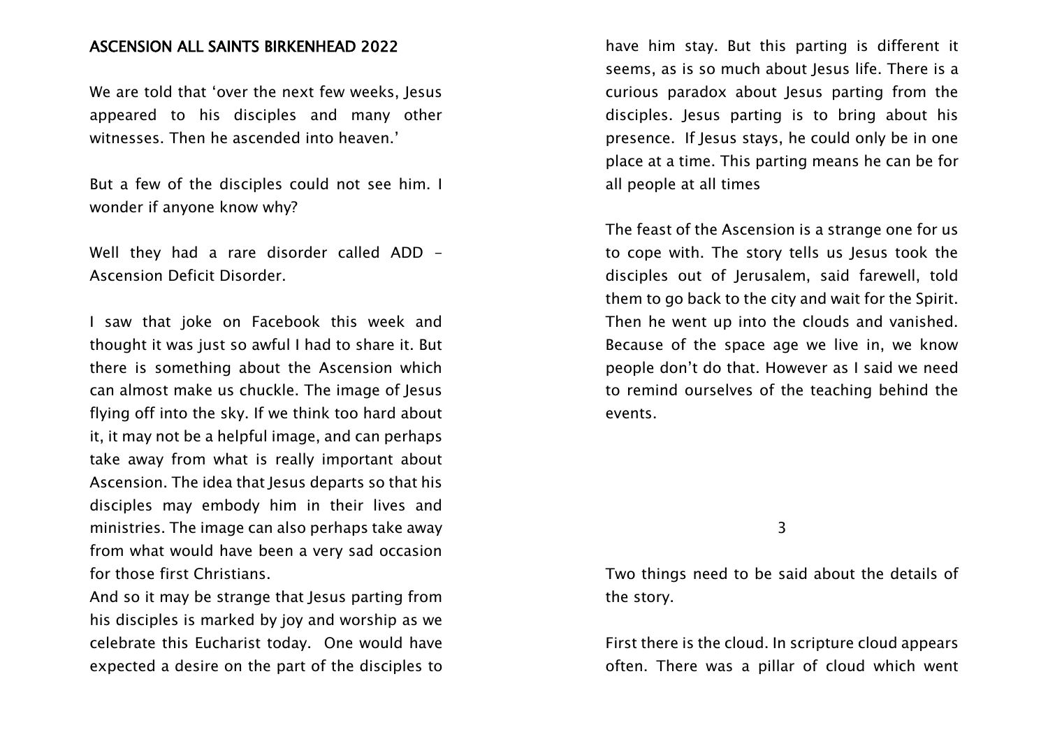# ASCENSION ALL SAINTS BIRKENHEAD 2022

We are told that 'over the next few weeks, Jesus appeared to his disciples and many other witnesses. Then he ascended into heaven.'

But a few of the disciples could not see him. I wonder if anyone know why?

Well they had a rare disorder called ADD - Ascension Deficit Disorder.

I saw that joke on Facebook this week and thought it was just so awful I had to share it. But there is something about the Ascension which can almost make us chuckle. The image of Jesus flying off into the sky. If we think too hard about it, it may not be a helpful image, and can perhaps take away from what is really important about Ascension. The idea that Jesus departs so that his disciples may embody him in their lives and ministries. The image can also perhaps take away from what would have been a very sad occasion for those first Christians.

And so it may be strange that Jesus parting from his disciples is marked by joy and worship as we celebrate this Eucharist today. One would have expected a desire on the part of the disciples to have him stay. But this parting is different it seems, as is so much about Jesus life. There is a curious paradox about Jesus parting from the disciples. Jesus parting is to bring about his presence. If Jesus stays, he could only be in one place at a time. This parting means he can be for all people at all times

The feast of the Ascension is a strange one for us to cope with. The story tells us Jesus took the disciples out of Jerusalem, said farewell, told them to go back to the city and wait for the Spirit. Then he went up into the clouds and vanished. Because of the space age we live in, we know people don't do that. However as I said we need to remind ourselves of the teaching behind the events.

Two things need to be said about the details of the story.

First there is the cloud. In scripture cloud appears often. There was a pillar of cloud which went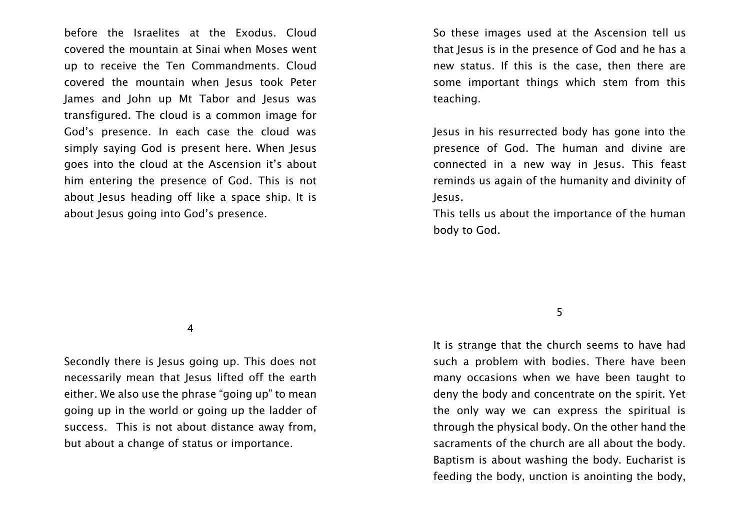before the Israelites at the Exodus. Cloud covered the mountain at Sinai when Moses went up to receive the Ten Commandments. Cloud covered the mountain when Jesus took Peter James and John up Mt Tabor and Jesus was transfigured. The cloud is a common image for God's presence. In each case the cloud was simply saying God is present here. When Jesus goes into the cloud at the Ascension it's about him entering the presence of God. This is not about Jesus heading off like a space ship. It is about Jesus going into God's presence.

Secondly there is Jesus going up. This does not necessarily mean that Jesus lifted off the earth either. We also use the phrase "going up" to mean going up in the world or going up the ladder of success. This is not about distance away from, but about a change of status or importance.

So these images used at the Ascension tell us that Jesus is in the presence of God and he has a new status. If this is the case, then there are some important things which stem from this teaching.

Jesus in his resurrected body has gone into the presence of God. The human and divine are connected in a new way in Jesus. This feast reminds us again of the humanity and divinity of Jesus.
This tells us about the importance of the human body to God.

It is strange that the church seems to have had such a problem with bodies. There have been many occasions when we have been taught to deny the body and concentrate on the spirit. Yet the only way we can express the spiritual is through the physical body. On the other hand the sacraments of the church are all about the body. Baptism is about washing the body. Eucharist is feeding the body, unction is anointing the body,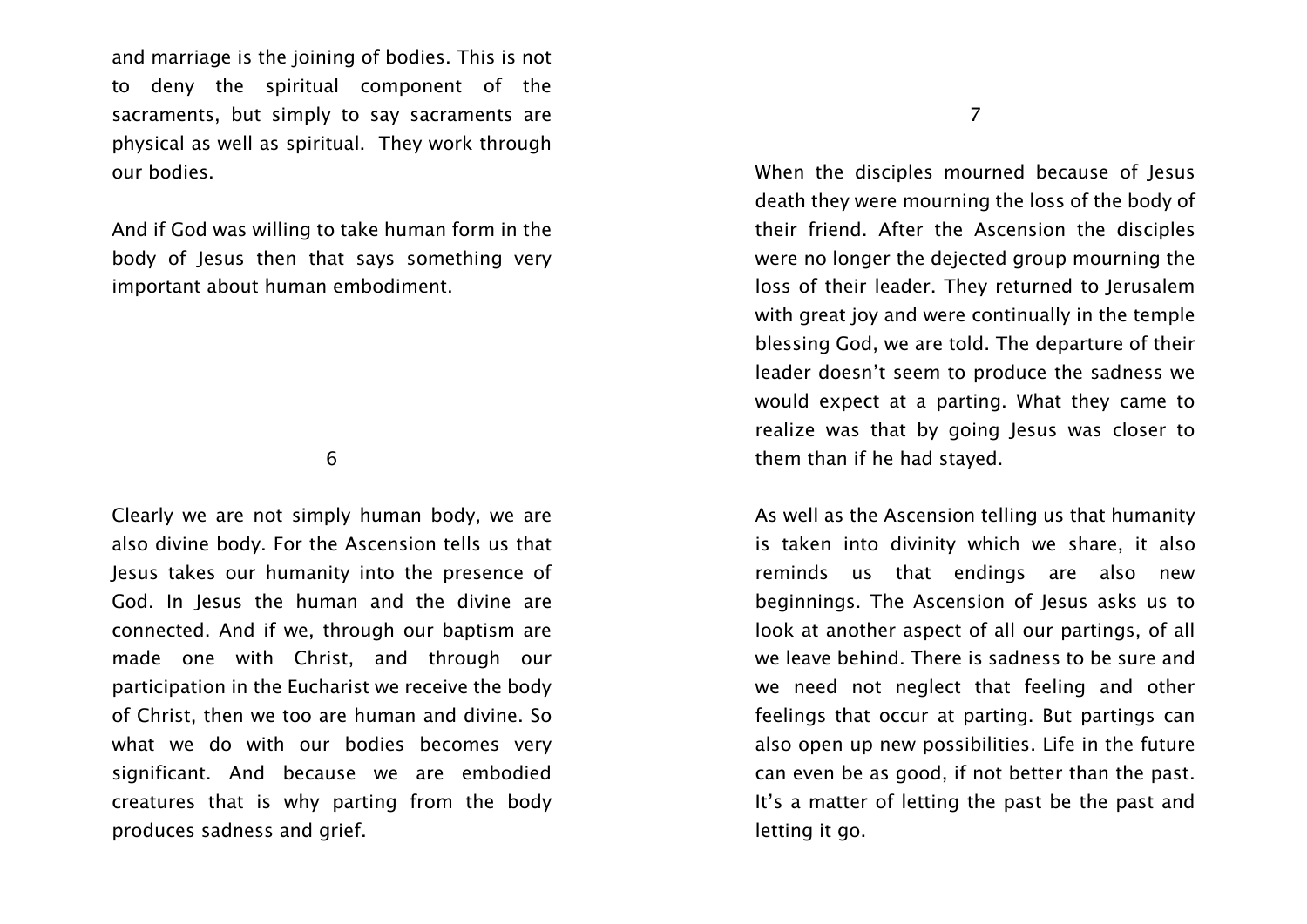and marriage is the joining of bodies. This is not to deny the spiritual component of the sacraments, but simply to say sacraments are physical as well as spiritual. They work through our bodies.

And if God was willing to take human form in the body of Jesus then that says something very important about human embodiment.

6

Clearly we are not simply human body, we are also divine body. For the Ascension tells us that Jesus takes our humanity into the presence of God. In Jesus the human and the divine are connected. And if we, through our baptism are made one with Christ, and through our participation in the Eucharist we receive the body of Christ, then we too are human and divine. So what we do with our bodies becomes very significant. And because we are embodied creatures that is why parting from the body produces sadness and grief.

7

When the disciples mourned because of Jesus death they were mourning the loss of the body of their friend. After the Ascension the disciples were no longer the dejected group mourning the loss of their leader. They returned to Jerusalem with great joy and were continually in the temple blessing God, we are told. The departure of their leader doesn't seem to produce the sadness we would expect at a parting. What they came to realize was that by going Jesus was closer to them than if he had stayed.

As well as the Ascension telling us that humanity is taken into divinity which we share, it also reminds us that endings are also new beginnings. The Ascension of Jesus asks us to look at another aspect of all our partings, of all we leave behind. There is sadness to be sure and we need not neglect that feeling and other feelings that occur at parting. But partings can also open up new possibilities. Life in the future can even be as good, if not better than the past. It's a matter of letting the past be the past and letting it go.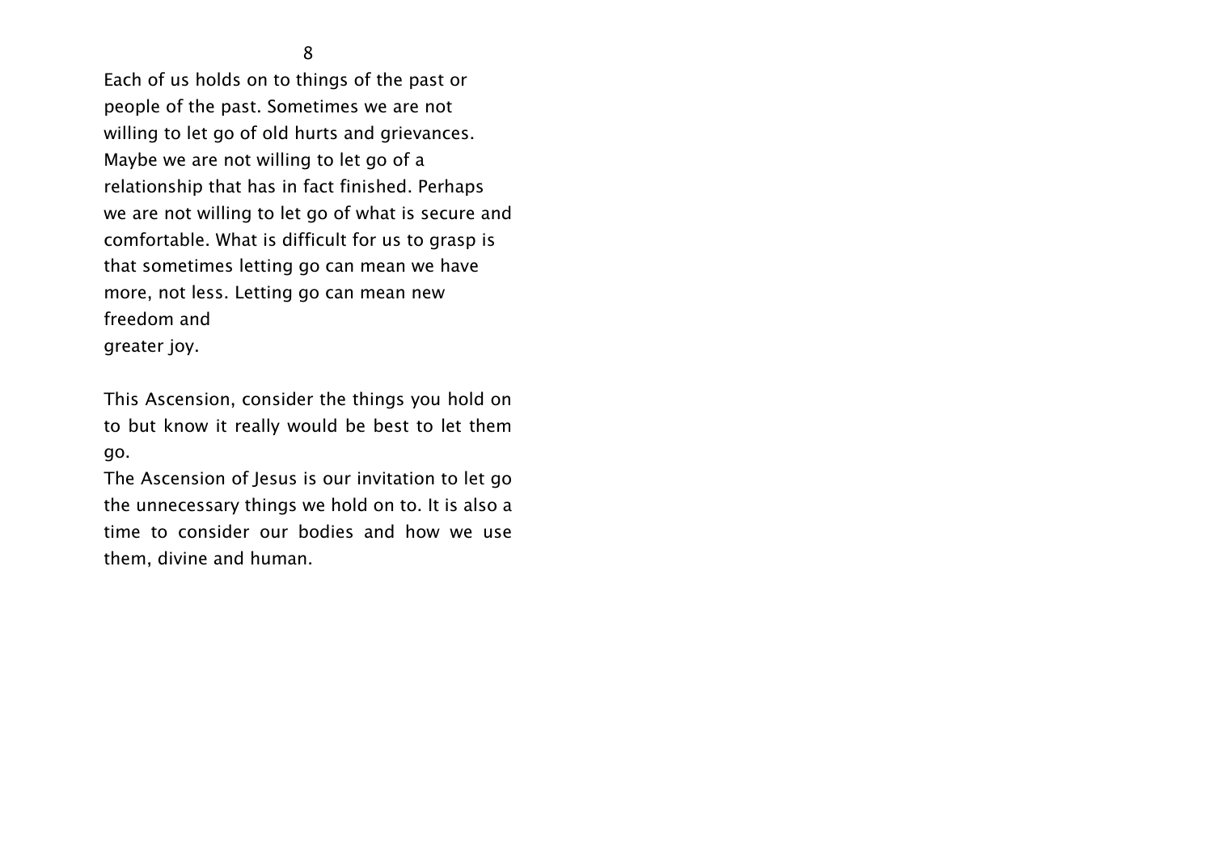Each of us holds on to things of the past or people of the past. Sometimes we are not willing to let go of old hurts and grievances. Maybe we are not willing to let go of a relationship that has in fact finished. Perhaps we are not willing to let go of what is secure and comfortable. What is difficult for us to grasp is that sometimes letting go can mean we have more, not less. Letting go can mean new freedom and greater joy.

This Ascension, consider the things you hold on to but know it really would be best to let them go.

The Ascension of Jesus is our invitation to let go the unnecessary things we hold on to. It is also a time to consider our bodies and how we use them, divine and human.